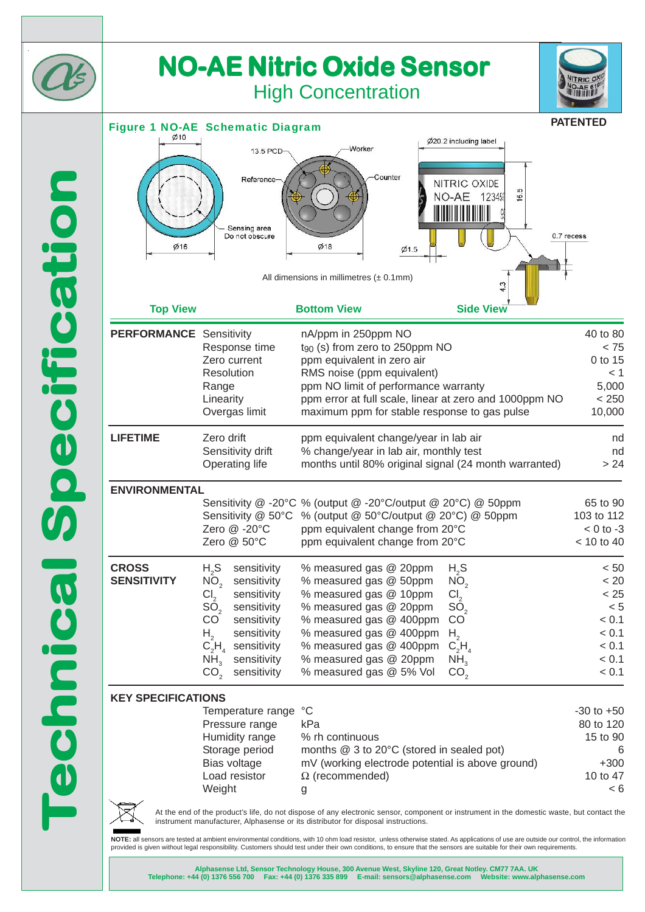# NO-AE Nitric Oxide Sensor

## High Concentration

**PATENTED**

Technical Specification

### Figure 1 NO-AE Schematic Diagram

Ø10 · 13.5 PCD · Worker · Reference · Counter · Sensing area Do not obscure · Ø16 · Ø18 · Ø1.5 · Ø20.2 including label · 16.5 · 0.7 recess · 4.3

All dimensions in millimetres (± 0.1mm)

Top View · Bottom View · Side View

| | | | |
|---|---|---|---|
| **PERFORMANCE** | Sensitivity | nA/ppm in 250ppm NO | 40 to 80 |
| | Response time | $t_{90}$ (s) from zero to 250ppm NO | < 75 |
| | Zero current | ppm equivalent in zero air | 0 to 15 |
| | Resolution | RMS noise (ppm equivalent) | < 1 |
| | Range | ppm NO limit of performance warranty | 5,000 |
| | Linearity | ppm error at full scale, linear at zero and 1000ppm NO | < 250 |
| | Overgas limit | maximum ppm for stable response to gas pulse | 10,000 |
| **LIFETIME** | Zero drift | ppm equivalent change/year in lab air | nd |
| | Sensitivity drift | % change/year in lab air, monthly test | nd |
| | Operating life | months until 80% original signal (24 month warranted) | > 24 |
| **ENVIRONMENTAL** | | | |
| | Sensitivity @ -20°C | % (output @ -20°C/output @ 20°C) @ 50ppm | 65 to 90 |
| | Sensitivity @ 50°C | % (output @ 50°C/output @ 20°C) @ 50ppm | 103 to 112 |
| | Zero @ -20°C | ppm equivalent change from 20°C | < 0 to -3 |
| | Zero @ 50°C | ppm equivalent change from 20°C | < 10 to 40 |
| **CROSS SENSITIVITY** | $H_2S$ sensitivity | % measured gas @ 20ppm $H_2S$ | < 50 |
| | $NO_2$ sensitivity | % measured gas @ 50ppm $NO_2$ | < 20 |
| | $Cl_2$ sensitivity | % measured gas @ 10ppm $Cl_2$ | < 25 |
| | $SO_2$ sensitivity | % measured gas @ 20ppm $SO_2$ | < 5 |
| | CO sensitivity | % measured gas @ 400ppm CO | < 0.1 |
| | $H_2$ sensitivity | % measured gas @ 400ppm $H_2$ | < 0.1 |
| | $C_2H_4$ sensitivity | % measured gas @ 400ppm $C_2H_4$ | < 0.1 |
| | $NH_3$ sensitivity | % measured gas @ 20ppm $NH_3$ | < 0.1 |
| | $CO_2$ sensitivity | % measured gas @ 5% Vol $CO_2$ | < 0.1 |
| **KEY SPECIFICATIONS** | | | |
| | Temperature range | °C | -30 to +50 |
| | Pressure range | kPa | 80 to 120 |
| | Humidity range | % rh continuous | 15 to 90 |
| | Storage period | months @ 3 to 20°C (stored in sealed pot) | 6 |
| | Bias voltage | mV (working electrode potential is above ground) | +300 |
| | Load resistor | Ω (recommended) | 10 to 47 |
| | Weight | g | < 6 |

At the end of the product's life, do not dispose of any electronic sensor, component or instrument in the domestic waste, but contact the instrument manufacturer, Alphasense or its distributor for disposal instructions.

**NOTE:** all sensors are tested at ambient environmental conditions, with 10 ohm load resistor, unless otherwise stated. As applications of use are outside our control, the information provided is given without legal responsibility. Customers should test under their own conditions, to ensure that the sensors are suitable for their own requirements.

**Alphasense Ltd, Sensor Technology House, 300 Avenue West, Skyline 120, Great Notley. CM77 7AA. UK**
**Telephone: +44 (0) 1376 556 700 Fax: +44 (0) 1376 335 899 E-mail: sensors@alphasense.com Website: www.alphasense.com**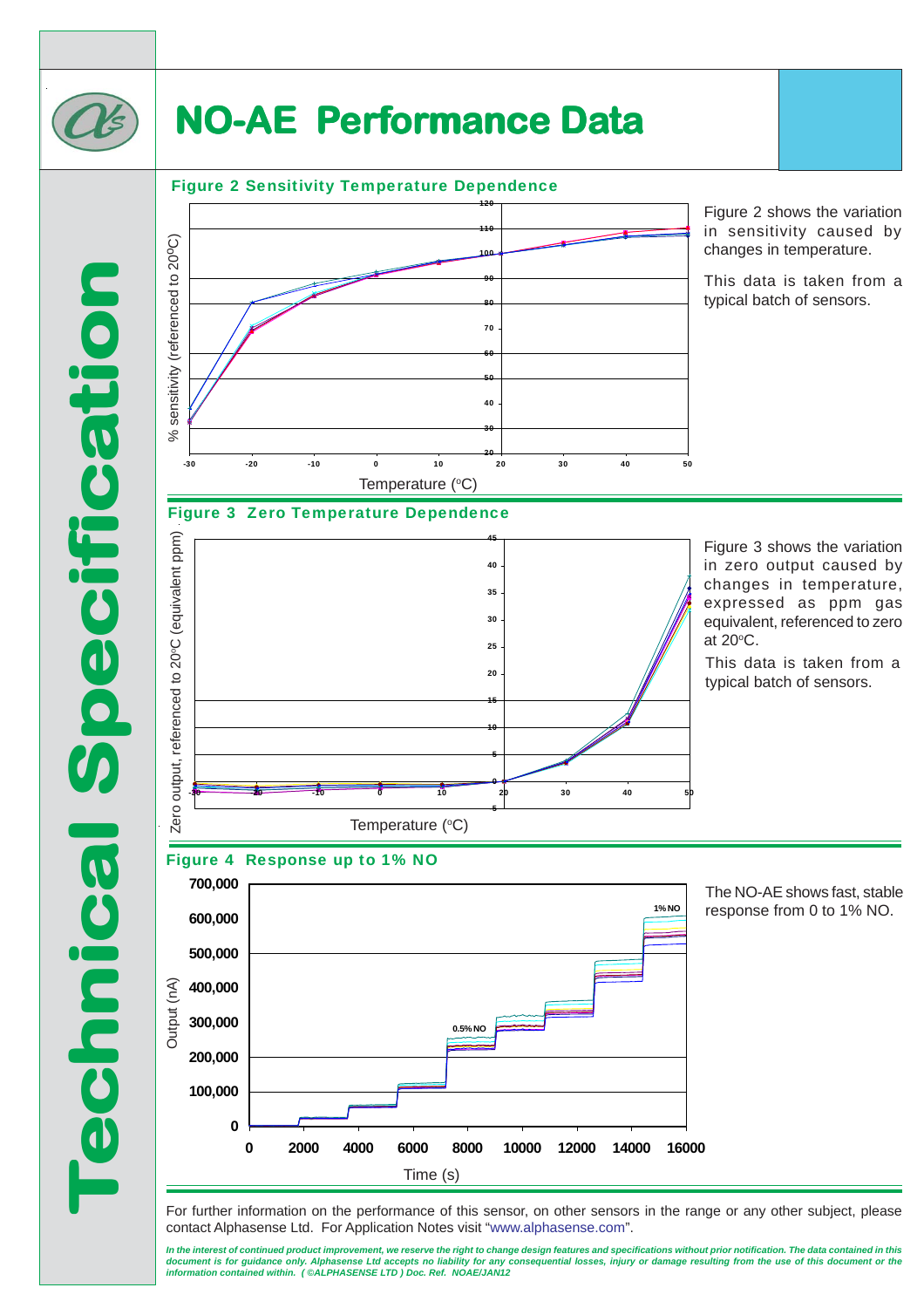# NO-AE Performance Data

Technical Specification

## Figure 2 Sensitivity Temperature Dependence

% sensitivity (referenced to 20°C)

120
110
100
90
80
70
60
50
40
30
20

-30 -20 -10 0 10 20 30 40 50

Temperature (°C)

Figure 2 shows the variation in sensitivity caused by changes in temperature.

This data is taken from a typical batch of sensors.

## Figure 3 Zero Temperature Dependence

Zero output, referenced to 20°C (equivalent ppm)

45
40
35
30
25
20
15
10
5
0
-5

-30 -20 -10 0 10 20 30 40 50

Temperature (°C)

Figure 3 shows the variation in zero output caused by changes in temperature, expressed as ppm gas equivalent, referenced to zero at 20°C.

This data is taken from a typical batch of sensors.

## Figure 4 Response up to 1% NO

Output (nA)

700,000
600,000
500,000
400,000
300,000
200,000
100,000
0

0 2000 4000 6000 8000 10000 12000 14000 16000

Time (s)

0.5% NO

1% NO

The NO-AE shows fast, stable response from 0 to 1% NO.

For further information on the performance of this sensor, on other sensors in the range or any other subject, please contact Alphasense Ltd. For Application Notes visit "www.alphasense.com".

*In the interest of continued product improvement, we reserve the right to change design features and specifications without prior notification. The data contained in this document is for guidance only. Alphasense Ltd accepts no liability for any consequential losses, injury or damage resulting from the use of this document or the information contained within. ( ©ALPHASENSE LTD ) Doc. Ref. NOAE/JAN12*